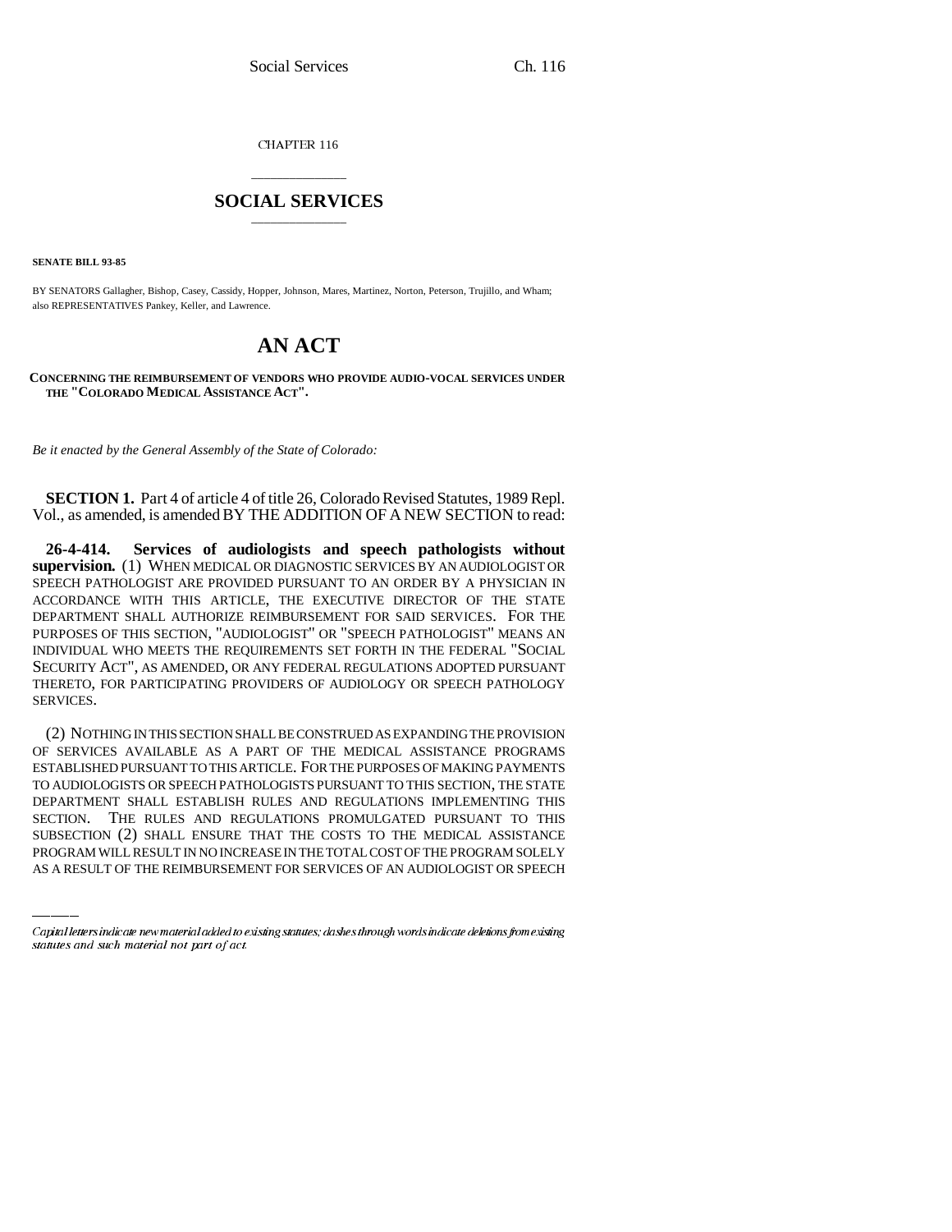CHAPTER 116

# SOCIAL SERVICES

**SENATE BILL 93-85**

BY SENATORS Gallagher, Bishop, Casey, Cassidy, Hopper, Johnson, Mares, Martinez, Norton, Peterson, Trujillo, and Wham; also REPRESENTATIVES Pankey, Keller, and Lawrence.

# AN ACT

**CONCERNING THE REIMBURSEMENT OF VENDORS WHO PROVIDE AUDIO-VOCAL SERVICES UNDER THE "COLORADO MEDICAL ASSISTANCE ACT".**

*Be it enacted by the General Assembly of the State of Colorado:*

**SECTION 1.** Part 4 of article 4 of title 26, Colorado Revised Statutes, 1989 Repl. Vol., as amended, is amended BY THE ADDITION OF A NEW SECTION to read:

**26-4-414. Services of audiologists and speech pathologists without supervision.** (1) WHEN MEDICAL OR DIAGNOSTIC SERVICES BY AN AUDIOLOGIST OR SPEECH PATHOLOGIST ARE PROVIDED PURSUANT TO AN ORDER BY A PHYSICIAN IN ACCORDANCE WITH THIS ARTICLE, THE EXECUTIVE DIRECTOR OF THE STATE DEPARTMENT SHALL AUTHORIZE REIMBURSEMENT FOR SAID SERVICES. FOR THE PURPOSES OF THIS SECTION, "AUDIOLOGIST" OR "SPEECH PATHOLOGIST" MEANS AN INDIVIDUAL WHO MEETS THE REQUIREMENTS SET FORTH IN THE FEDERAL "SOCIAL SECURITY ACT", AS AMENDED, OR ANY FEDERAL REGULATIONS ADOPTED PURSUANT THERETO, FOR PARTICIPATING PROVIDERS OF AUDIOLOGY OR SPEECH PATHOLOGY SERVICES.

(2) NOTHING IN THIS SECTION SHALL BE CONSTRUED AS EXPANDING THE PROVISION OF SERVICES AVAILABLE AS A PART OF THE MEDICAL ASSISTANCE PROGRAMS ESTABLISHED PURSUANT TO THIS ARTICLE. FOR THE PURPOSES OF MAKING PAYMENTS TO AUDIOLOGISTS OR SPEECH PATHOLOGISTS PURSUANT TO THIS SECTION, THE STATE DEPARTMENT SHALL ESTABLISH RULES AND REGULATIONS IMPLEMENTING THIS SECTION. THE RULES AND REGULATIONS PROMULGATED PURSUANT TO THIS SUBSECTION (2) SHALL ENSURE THAT THE COSTS TO THE MEDICAL ASSISTANCE PROGRAM WILL RESULT IN NO INCREASE IN THE TOTAL COST OF THE PROGRAM SOLELY AS A RESULT OF THE REIMBURSEMENT FOR SERVICES OF AN AUDIOLOGIST OR SPEECH

Capital letters indicate new material added to existing statutes; dashes through words indicate deletions from existing statutes and such material not part of act.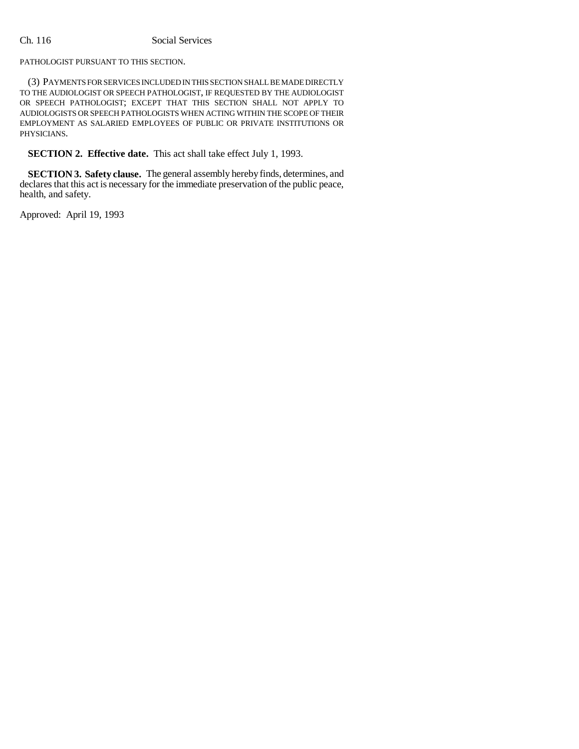PATHOLOGIST PURSUANT TO THIS SECTION.

(3) PAYMENTS FOR SERVICES INCLUDED IN THIS SECTION SHALL BE MADE DIRECTLY TO THE AUDIOLOGIST OR SPEECH PATHOLOGIST, IF REQUESTED BY THE AUDIOLOGIST OR SPEECH PATHOLOGIST; EXCEPT THAT THIS SECTION SHALL NOT APPLY TO AUDIOLOGISTS OR SPEECH PATHOLOGISTS WHEN ACTING WITHIN THE SCOPE OF THEIR EMPLOYMENT AS SALARIED EMPLOYEES OF PUBLIC OR PRIVATE INSTITUTIONS OR PHYSICIANS.

**SECTION 2. Effective date.** This act shall take effect July 1, 1993.

**SECTION 3. Safety clause.** The general assembly hereby finds, determines, and declares that this act is necessary for the immediate preservation of the public peace, health, and safety.

Approved: April 19, 1993